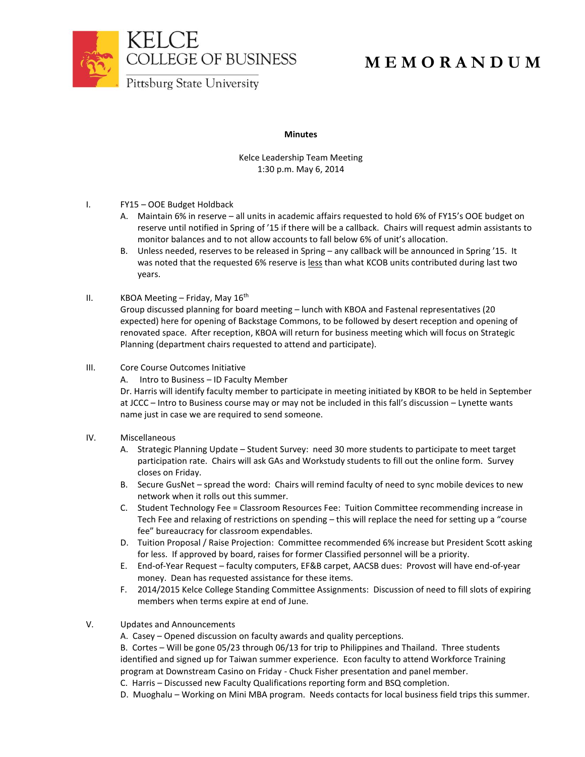KELCE COLLEGE OF BUSINESS
Pittsburg State University

# MEMORANDUM

**Minutes**

Kelce Leadership Team Meeting
1:30 p.m. May 6, 2014

I. FY15 – OOE Budget Holdback

A. Maintain 6% in reserve – all units in academic affairs requested to hold 6% of FY15's OOE budget on reserve until notified in Spring of '15 if there will be a callback. Chairs will request admin assistants to monitor balances and to not allow accounts to fall below 6% of unit's allocation.

B. Unless needed, reserves to be released in Spring – any callback will be announced in Spring '15. It was noted that the requested 6% reserve is less than what KCOB units contributed during last two years.

II. KBOA Meeting – Friday, May 16th

Group discussed planning for board meeting – lunch with KBOA and Fastenal representatives (20 expected) here for opening of Backstage Commons, to be followed by desert reception and opening of renovated space. After reception, KBOA will return for business meeting which will focus on Strategic Planning (department chairs requested to attend and participate).

III. Core Course Outcomes Initiative

A. Intro to Business – ID Faculty Member

Dr. Harris will identify faculty member to participate in meeting initiated by KBOR to be held in September at JCCC – Intro to Business course may or may not be included in this fall's discussion – Lynette wants name just in case we are required to send someone.

IV. Miscellaneous

A. Strategic Planning Update – Student Survey: need 30 more students to participate to meet target participation rate. Chairs will ask GAs and Workstudy students to fill out the online form. Survey closes on Friday.

B. Secure GusNet – spread the word: Chairs will remind faculty of need to sync mobile devices to new network when it rolls out this summer.

C. Student Technology Fee = Classroom Resources Fee: Tuition Committee recommending increase in Tech Fee and relaxing of restrictions on spending – this will replace the need for setting up a "course fee" bureaucracy for classroom expendables.

D. Tuition Proposal / Raise Projection: Committee recommended 6% increase but President Scott asking for less. If approved by board, raises for former Classified personnel will be a priority.

E. End-of-Year Request – faculty computers, EF&B carpet, AACSB dues: Provost will have end-of-year money. Dean has requested assistance for these items.

F. 2014/2015 Kelce College Standing Committee Assignments: Discussion of need to fill slots of expiring members when terms expire at end of June.

V. Updates and Announcements

A. Casey – Opened discussion on faculty awards and quality perceptions.

B. Cortes – Will be gone 05/23 through 06/13 for trip to Philippines and Thailand. Three students identified and signed up for Taiwan summer experience. Econ faculty to attend Workforce Training program at Downstream Casino on Friday - Chuck Fisher presentation and panel member.

C. Harris – Discussed new Faculty Qualifications reporting form and BSQ completion.

D. Muoghalu – Working on Mini MBA program. Needs contacts for local business field trips this summer.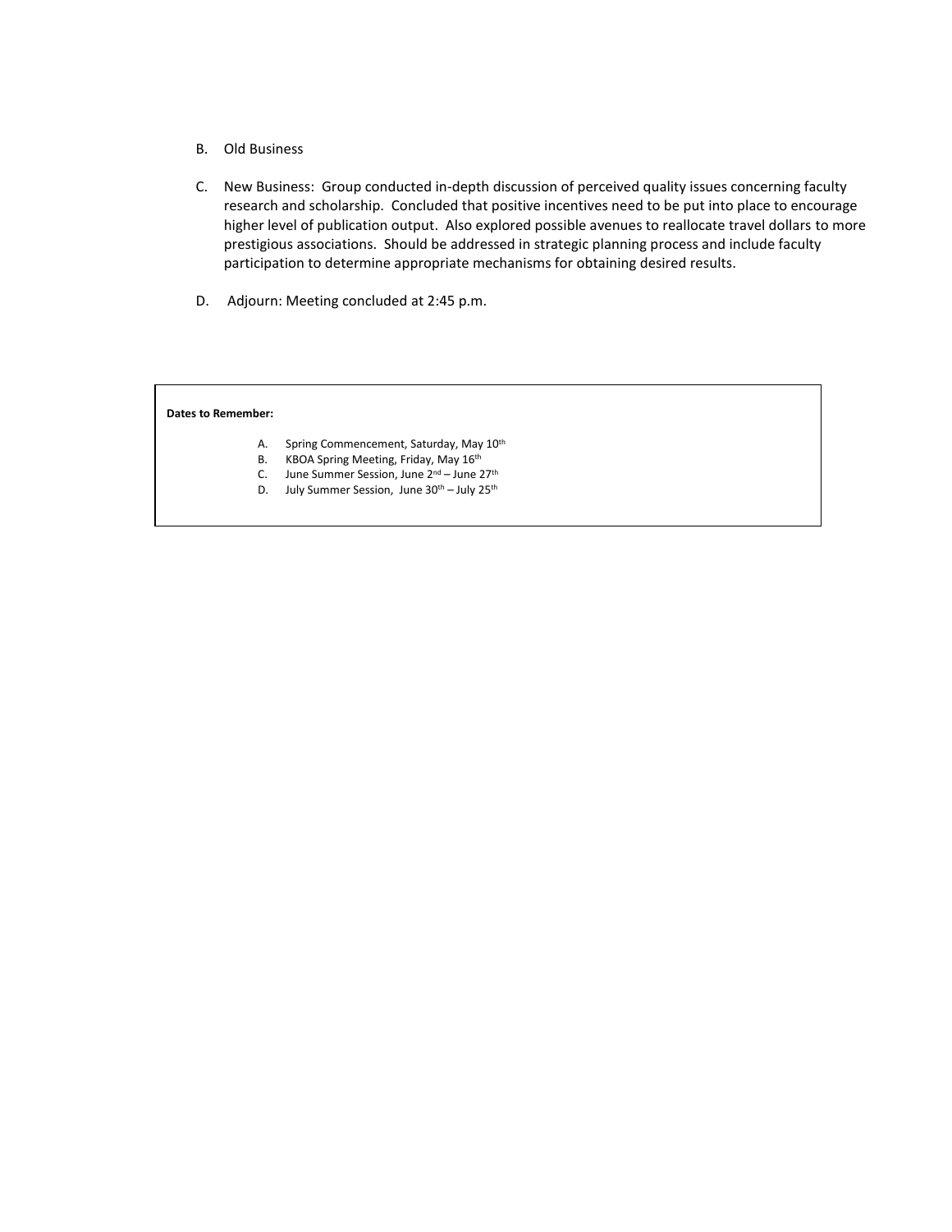B. Old Business

C. New Business: Group conducted in-depth discussion of perceived quality issues concerning faculty research and scholarship. Concluded that positive incentives need to be put into place to encourage higher level of publication output. Also explored possible avenues to reallocate travel dollars to more prestigious associations. Should be addressed in strategic planning process and include faculty participation to determine appropriate mechanisms for obtaining desired results.

D. Adjourn: Meeting concluded at 2:45 p.m.

**Dates to Remember:**

A. Spring Commencement, Saturday, May 10th
B. KBOA Spring Meeting, Friday, May 16th
C. June Summer Session, June 2nd – June 27th
D. July Summer Session, June 30th – July 25th